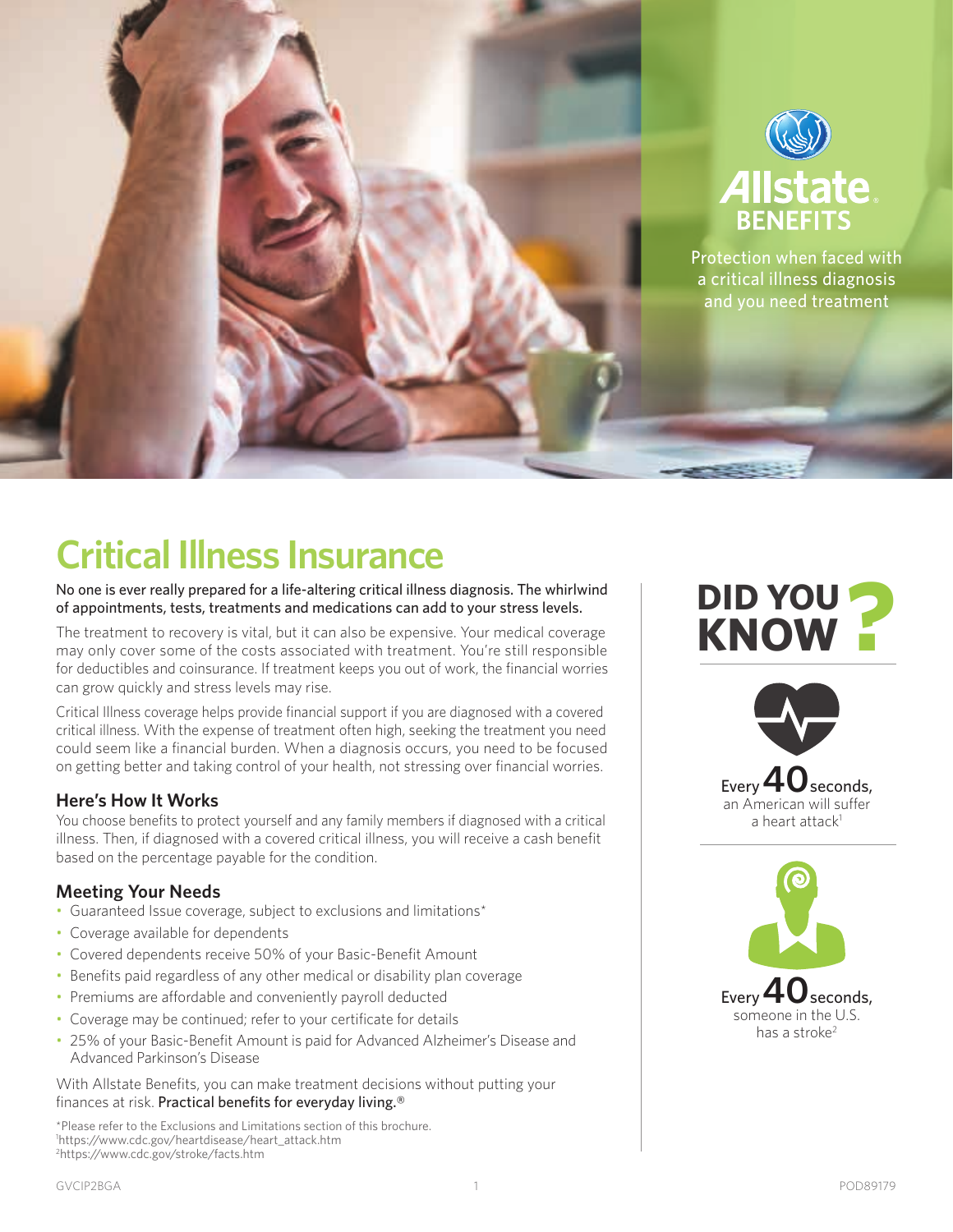Allstate BENEFITS

Protection when faced with a critical illness diagnosis and you need treatment

# Critical Illness Insurance

No one is ever really prepared for a life-altering critical illness diagnosis. The whirlwind of appointments, tests, treatments and medications can add to your stress levels.

The treatment to recovery is vital, but it can also be expensive. Your medical coverage may only cover some of the costs associated with treatment. You're still responsible for deductibles and coinsurance. If treatment keeps you out of work, the financial worries can grow quickly and stress levels may rise.

Critical Illness coverage helps provide financial support if you are diagnosed with a covered critical illness. With the expense of treatment often high, seeking the treatment you need could seem like a financial burden. When a diagnosis occurs, you need to be focused on getting better and taking control of your health, not stressing over financial worries.

### Here's How It Works

You choose benefits to protect yourself and any family members if diagnosed with a critical illness. Then, if diagnosed with a covered critical illness, you will receive a cash benefit based on the percentage payable for the condition.

### Meeting Your Needs

- Guaranteed Issue coverage, subject to exclusions and limitations*
- Coverage available for dependents
- Covered dependents receive 50% of your Basic-Benefit Amount
- Benefits paid regardless of any other medical or disability plan coverage
- Premiums are affordable and conveniently payroll deducted
- Coverage may be continued; refer to your certificate for details
- 25% of your Basic-Benefit Amount is paid for Advanced Alzheimer's Disease and Advanced Parkinson's Disease

With Allstate Benefits, you can make treatment decisions without putting your finances at risk. Practical benefits for everyday living.®

*Please refer to the Exclusions and Limitations section of this brochure.
[1]https://www.cdc.gov/heartdisease/heart_attack.htm
[2]https://www.cdc.gov/stroke/facts.htm

## DID YOU KNOW?

Every **40** seconds, an American will suffer a heart attack[1]

Every **40** seconds, someone in the U.S. has a stroke[2]

GVCIP2BGA POD89179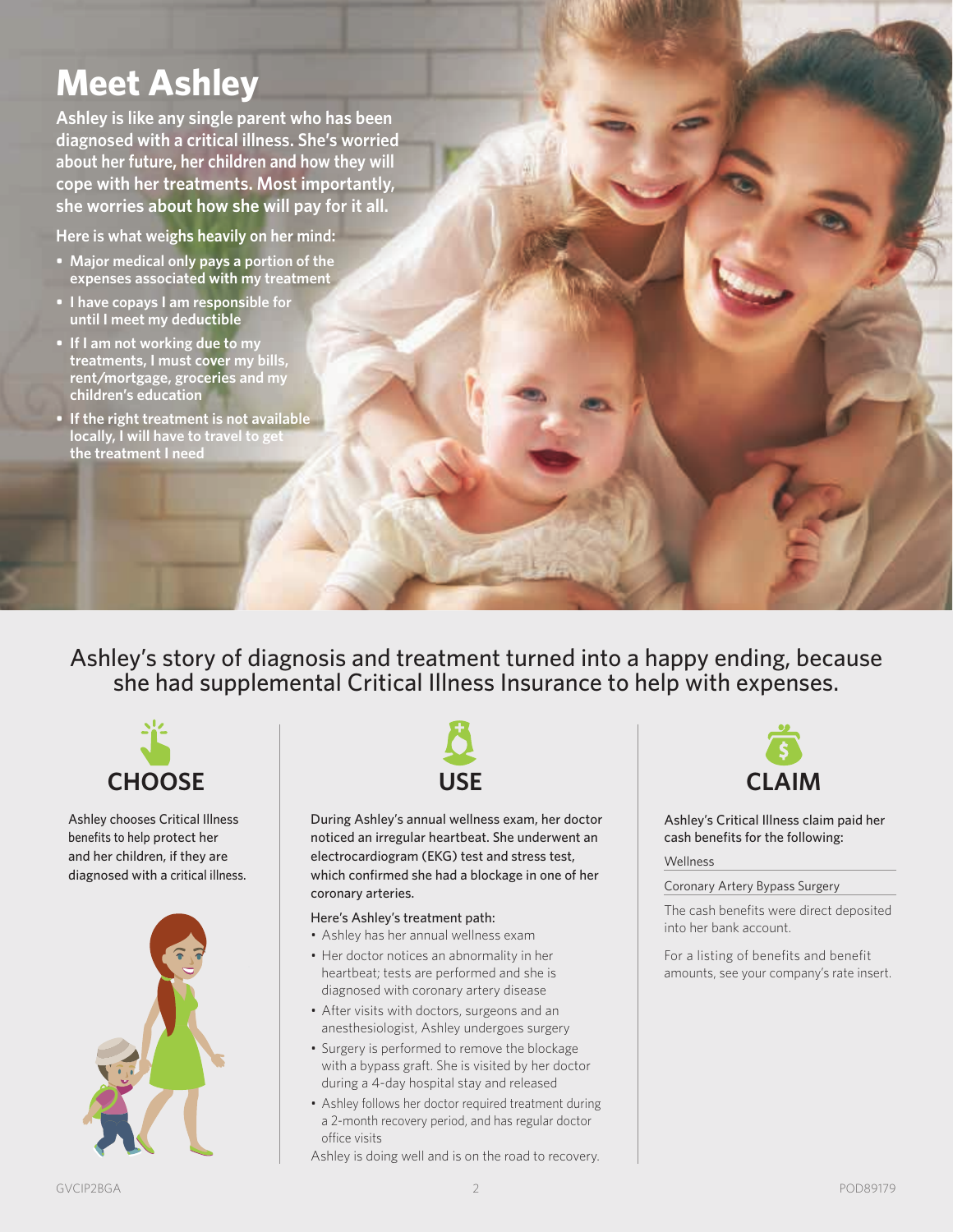# Meet Ashley

**Ashley is like any single parent who has been diagnosed with a critical illness. She's worried about her future, her children and how they will cope with her treatments. Most importantly, she worries about how she will pay for it all.**

**Here is what weighs heavily on her mind:**

- **Major medical only pays a portion of the expenses associated with my treatment**
- **I have copays I am responsible for until I meet my deductible**
- **If I am not working due to my treatments, I must cover my bills, rent/mortgage, groceries and my children's education**
- **If the right treatment is not available locally, I will have to travel to get the treatment I need**

Ashley's story of diagnosis and treatment turned into a happy ending, because she had supplemental Critical Illness Insurance to help with expenses.

## CHOOSE

Ashley chooses Critical Illness benefits to help protect her and her children, if they are diagnosed with a critical illness.

## USE

During Ashley's annual wellness exam, her doctor noticed an irregular heartbeat. She underwent an electrocardiogram (EKG) test and stress test, which confirmed she had a blockage in one of her coronary arteries.

Here's Ashley's treatment path:

- Ashley has her annual wellness exam
- Her doctor notices an abnormality in her heartbeat; tests are performed and she is diagnosed with coronary artery disease
- After visits with doctors, surgeons and an anesthesiologist, Ashley undergoes surgery
- Surgery is performed to remove the blockage with a bypass graft. She is visited by her doctor during a 4-day hospital stay and released
- Ashley follows her doctor required treatment during a 2-month recovery period, and has regular doctor office visits

Ashley is doing well and is on the road to recovery.

## CLAIM

Ashley's Critical Illness claim paid her cash benefits for the following:

- Wellness
- Coronary Artery Bypass Surgery

The cash benefits were direct deposited into her bank account.

For a listing of benefits and benefit amounts, see your company's rate insert.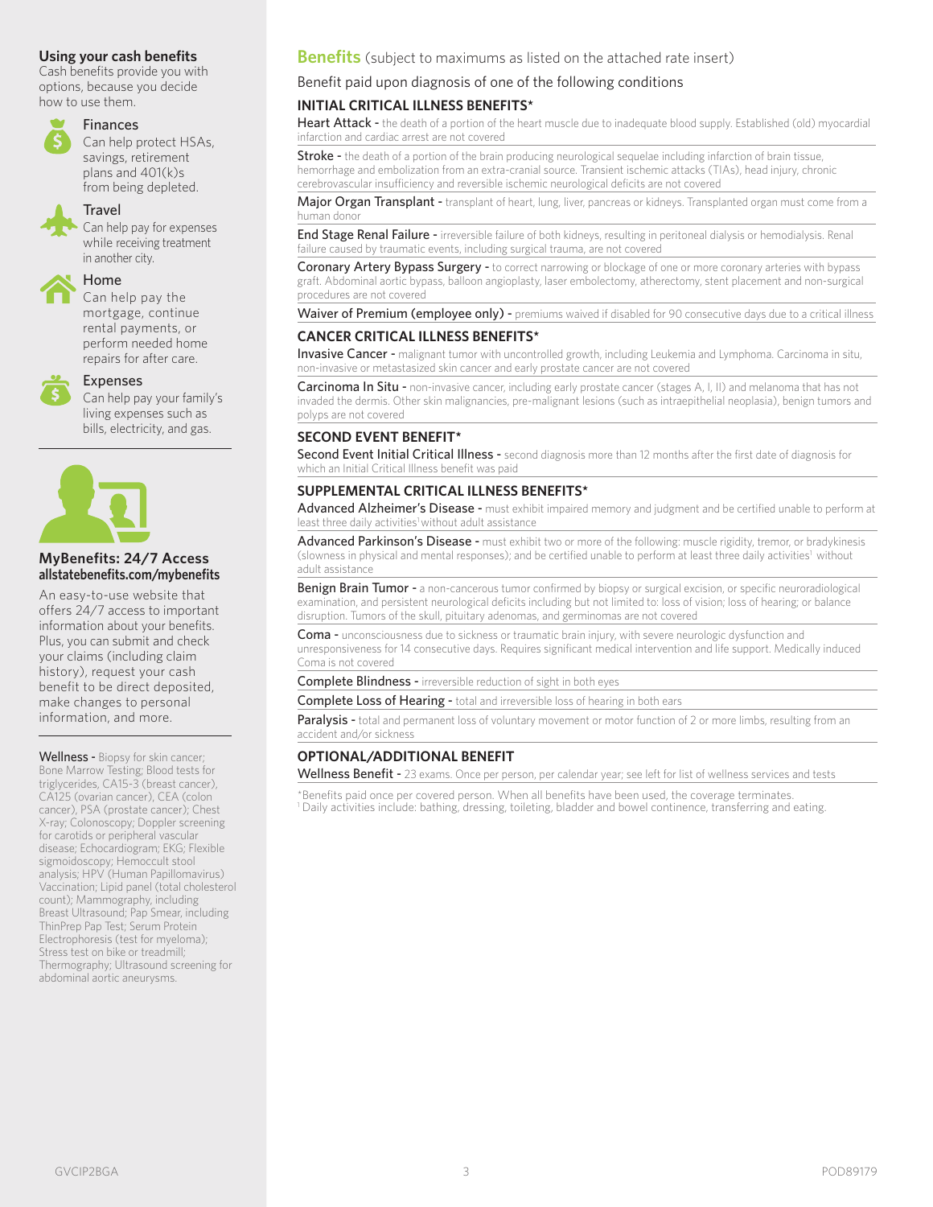## Using your cash benefits

Cash benefits provide you with options, because you decide how to use them.

**Finances**
Can help protect HSAs, savings, retirement plans and 401(k)s from being depleted.

**Travel**
Can help pay for expenses while receiving treatment in another city.

**Home**
Can help pay the mortgage, continue rental payments, or perform needed home repairs for after care.

**Expenses**
Can help pay your family's living expenses such as bills, electricity, and gas.

## MyBenefits: 24/7 Access
**allstatebenefits.com/mybenefits**

An easy-to-use website that offers 24/7 access to important information about your benefits. Plus, you can submit and check your claims (including claim history), request your cash benefit to be direct deposited, make changes to personal information, and more.

**Wellness -** Biopsy for skin cancer; Bone Marrow Testing; Blood tests for triglycerides, CA15-3 (breast cancer), CA125 (ovarian cancer), CEA (colon cancer), PSA (prostate cancer); Chest X-ray; Colonoscopy; Doppler screening for carotids or peripheral vascular disease; Echocardiogram; EKG; Flexible sigmoidoscopy; Hemoccult stool analysis; HPV (Human Papillomavirus) Vaccination; Lipid panel (total cholesterol count); Mammography, including Breast Ultrasound; Pap Smear, including ThinPrep Pap Test; Serum Protein Electrophoresis (test for myeloma); Stress test on bike or treadmill; Thermography; Ultrasound screening for abdominal aortic aneurysms.

## Benefits (subject to maximums as listed on the attached rate insert)

Benefit paid upon diagnosis of one of the following conditions

### INITIAL CRITICAL ILLNESS BENEFITS*

**Heart Attack -** the death of a portion of the heart muscle due to inadequate blood supply. Established (old) myocardial infarction and cardiac arrest are not covered

**Stroke -** the death of a portion of the brain producing neurological sequelae including infarction of brain tissue, hemorrhage and embolization from an extra-cranial source. Transient ischemic attacks (TIAs), head injury, chronic cerebrovascular insufficiency and reversible ischemic neurological deficits are not covered

**Major Organ Transplant -** transplant of heart, lung, liver, pancreas or kidneys. Transplanted organ must come from a human donor

**End Stage Renal Failure -** irreversible failure of both kidneys, resulting in peritoneal dialysis or hemodialysis. Renal failure caused by traumatic events, including surgical trauma, are not covered

**Coronary Artery Bypass Surgery -** to correct narrowing or blockage of one or more coronary arteries with bypass graft. Abdominal aortic bypass, balloon angioplasty, laser embolectomy, atherectomy, stent placement and non-surgical procedures are not covered

**Waiver of Premium (employee only) -** premiums waived if disabled for 90 consecutive days due to a critical illness

### CANCER CRITICAL ILLNESS BENEFITS*

**Invasive Cancer -** malignant tumor with uncontrolled growth, including Leukemia and Lymphoma. Carcinoma in situ, non-invasive or metastasized skin cancer and early prostate cancer are not covered

**Carcinoma In Situ -** non-invasive cancer, including early prostate cancer (stages A, I, II) and melanoma that has not invaded the dermis. Other skin malignancies, pre-malignant lesions (such as intraepithelial neoplasia), benign tumors and polyps are not covered

### SECOND EVENT BENEFIT*

**Second Event Initial Critical Illness -** second diagnosis more than 12 months after the first date of diagnosis for which an Initial Critical Illness benefit was paid

### SUPPLEMENTAL CRITICAL ILLNESS BENEFITS*

**Advanced Alzheimer's Disease -** must exhibit impaired memory and judgment and be certified unable to perform at least three daily activities[1] without adult assistance

**Advanced Parkinson's Disease -** must exhibit two or more of the following: muscle rigidity, tremor, or bradykinesis (slowness in physical and mental responses); and be certified unable to perform at least three daily activities[1] without adult assistance

**Benign Brain Tumor -** a non-cancerous tumor confirmed by biopsy or surgical excision, or specific neuroradiological examination, and persistent neurological deficits including but not limited to: loss of vision; loss of hearing; or balance disruption. Tumors of the skull, pituitary adenomas, and germinomas are not covered

**Coma -** unconsciousness due to sickness or traumatic brain injury, with severe neurologic dysfunction and unresponsiveness for 14 consecutive days. Requires significant medical intervention and life support. Medically induced Coma is not covered

**Complete Blindness -** irreversible reduction of sight in both eyes

**Complete Loss of Hearing -** total and irreversible loss of hearing in both ears

**Paralysis -** total and permanent loss of voluntary movement or motor function of 2 or more limbs, resulting from an accident and/or sickness

### OPTIONAL/ADDITIONAL BENEFIT

**Wellness Benefit -** 23 exams. Once per person, per calendar year; see left for list of wellness services and tests

*Benefits paid once per covered person. When all benefits have been used, the coverage terminates.
[1] Daily activities include: bathing, dressing, toileting, bladder and bowel continence, transferring and eating.

GVCIP2BGA POD89179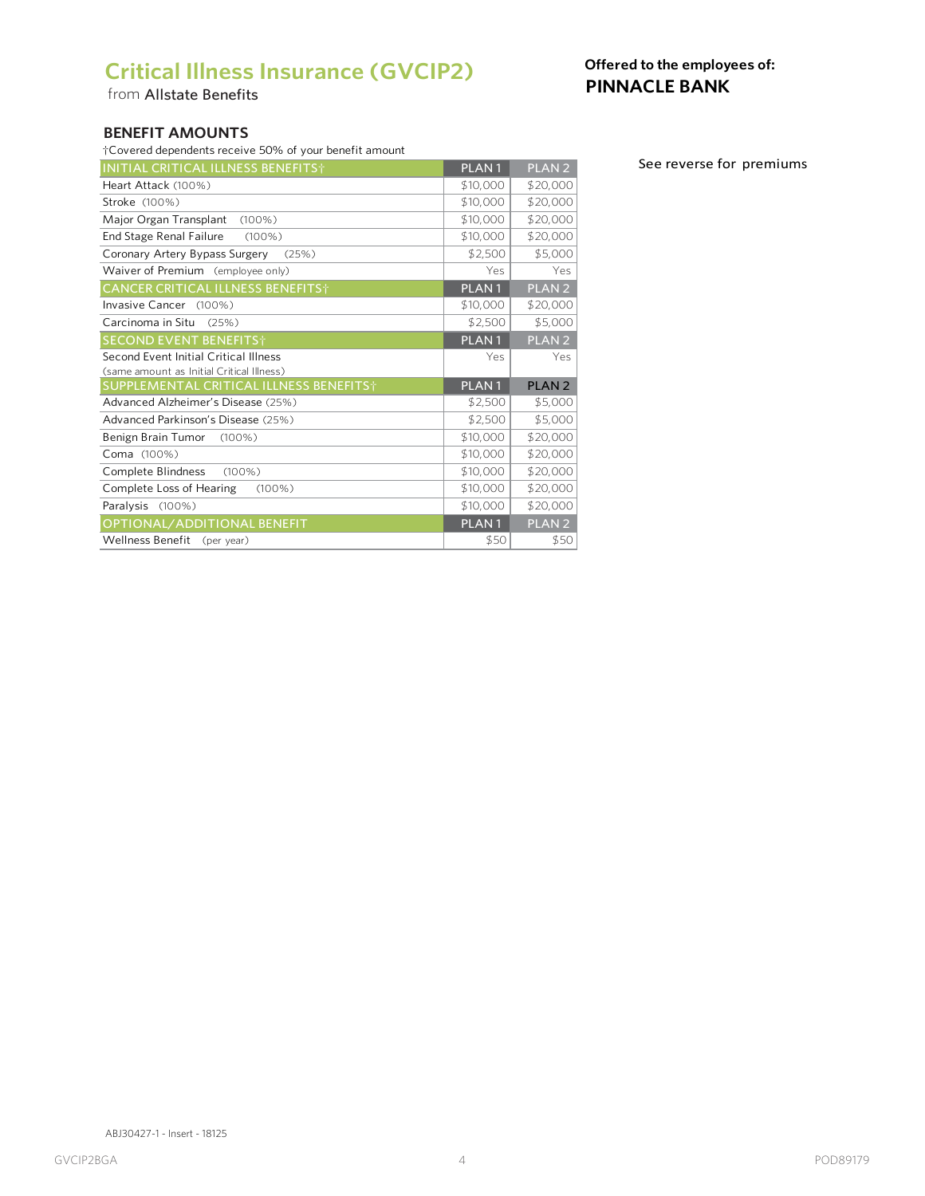# Critical Illness Insurance (GVCIP2)

from Allstate Benefits

**Offered to the employees of:**
**PINNACLE BANK**

## BENEFIT AMOUNTS

†Covered dependents receive 50% of your benefit amount

See reverse for premiums

| INITIAL CRITICAL ILLNESS BENEFITS† | PLAN 1 | PLAN 2 |
|---|---|---|
| Heart Attack (100%) | $10,000 | $20,000 |
| Stroke (100%) | $10,000 | $20,000 |
| Major Organ Transplant (100%) | $10,000 | $20,000 |
| End Stage Renal Failure (100%) | $10,000 | $20,000 |
| Coronary Artery Bypass Surgery (25%) | $2,500 | $5,000 |
| Waiver of Premium (employee only) | Yes | Yes |
| **CANCER CRITICAL ILLNESS BENEFITS†** | **PLAN 1** | **PLAN 2** |
| Invasive Cancer (100%) | $10,000 | $20,000 |
| Carcinoma in Situ (25%) | $2,500 | $5,000 |
| **SECOND EVENT BENEFITS†** | **PLAN 1** | **PLAN 2** |
| Second Event Initial Critical Illness (same amount as Initial Critical Illness) | Yes | Yes |
| **SUPPLEMENTAL CRITICAL ILLNESS BENEFITS†** | **PLAN 1** | **PLAN 2** |
| Advanced Alzheimer's Disease (25%) | $2,500 | $5,000 |
| Advanced Parkinson's Disease (25%) | $2,500 | $5,000 |
| Benign Brain Tumor (100%) | $10,000 | $20,000 |
| Coma (100%) | $10,000 | $20,000 |
| Complete Blindness (100%) | $10,000 | $20,000 |
| Complete Loss of Hearing (100%) | $10,000 | $20,000 |
| Paralysis (100%) | $10,000 | $20,000 |
| **OPTIONAL/ADDITIONAL BENEFIT** | **PLAN 1** | **PLAN 2** |
| Wellness Benefit (per year) | $50 | $50 |

ABJ30427-1 - Insert - 18125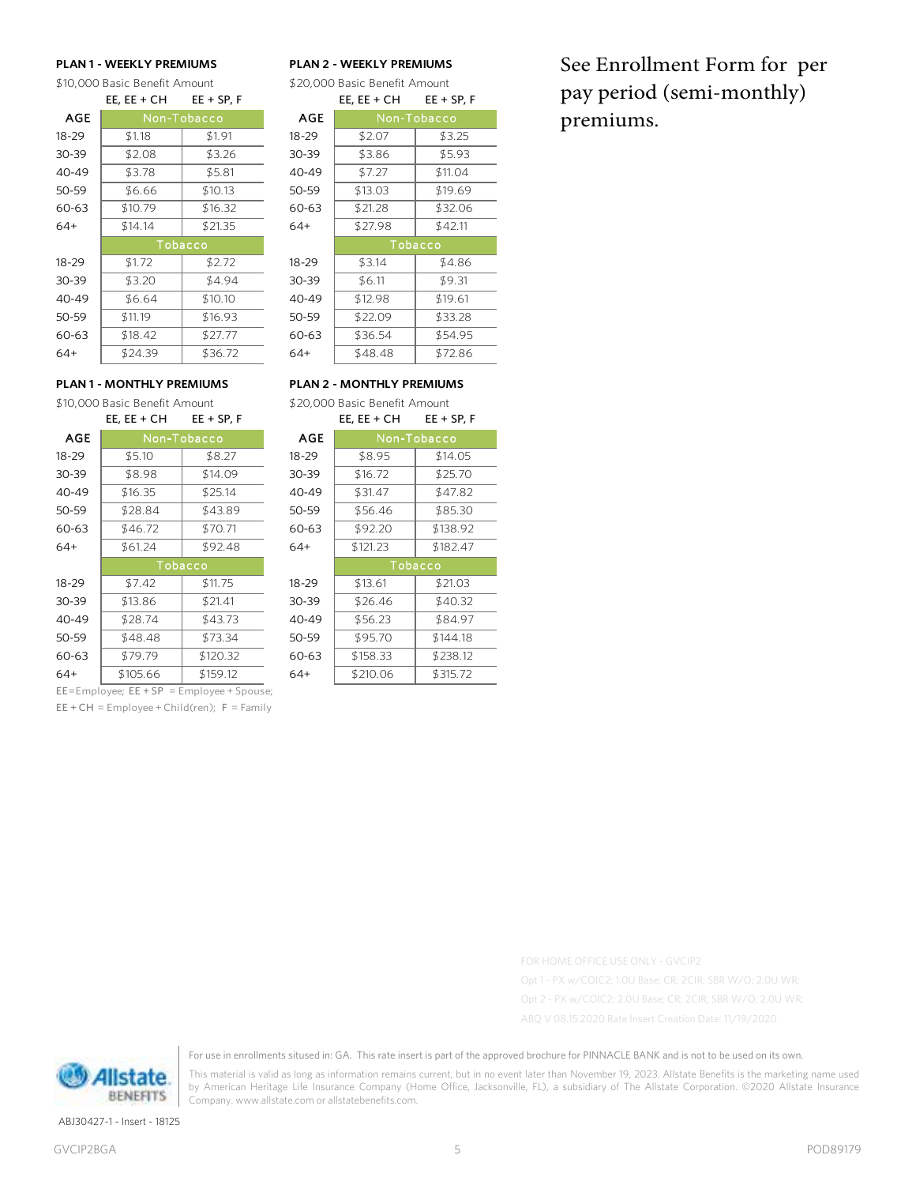See Enrollment Form for per pay period (semi-monthly) premiums.

**PLAN 1 - WEEKLY PREMIUMS**

$10,000 Basic Benefit Amount

| AGE | EE, EE + CH | EE + SP, F |
|---|---|---|
| | Non-Tobacco | |
| 18-29 | $1.18 | $1.91 |
| 30-39 | $2.08 | $3.26 |
| 40-49 | $3.78 | $5.81 |
| 50-59 | $6.66 | $10.13 |
| 60-63 | $10.79 | $16.32 |
| 64+ | $14.14 | $21.35 |
| | Tobacco | |
| 18-29 | $1.72 | $2.72 |
| 30-39 | $3.20 | $4.94 |
| 40-49 | $6.64 | $10.10 |
| 50-59 | $11.19 | $16.93 |
| 60-63 | $18.42 | $27.77 |
| 64+ | $24.39 | $36.72 |

**PLAN 2 - WEEKLY PREMIUMS**

$20,000 Basic Benefit Amount

| AGE | EE, EE + CH | EE + SP, F |
|---|---|---|
| | Non-Tobacco | |
| 18-29 | $2.07 | $3.25 |
| 30-39 | $3.86 | $5.93 |
| 40-49 | $7.27 | $11.04 |
| 50-59 | $13.03 | $19.69 |
| 60-63 | $21.28 | $32.06 |
| 64+ | $27.98 | $42.11 |
| | Tobacco | |
| 18-29 | $3.14 | $4.86 |
| 30-39 | $6.11 | $9.31 |
| 40-49 | $12.98 | $19.61 |
| 50-59 | $22.09 | $33.28 |
| 60-63 | $36.54 | $54.95 |
| 64+ | $48.48 | $72.86 |

**PLAN 1 - MONTHLY PREMIUMS**

$10,000 Basic Benefit Amount

| AGE | EE, EE + CH | EE + SP, F |
|---|---|---|
| | Non-Tobacco | |
| 18-29 | $5.10 | $8.27 |
| 30-39 | $8.98 | $14.09 |
| 40-49 | $16.35 | $25.14 |
| 50-59 | $28.84 | $43.89 |
| 60-63 | $46.72 | $70.71 |
| 64+ | $61.24 | $92.48 |
| | Tobacco | |
| 18-29 | $7.42 | $11.75 |
| 30-39 | $13.86 | $21.41 |
| 40-49 | $28.74 | $43.73 |
| 50-59 | $48.48 | $73.34 |
| 60-63 | $79.79 | $120.32 |
| 64+ | $105.66 | $159.12 |

EE=Employee; EE + SP = Employee + Spouse;
EE + CH = Employee + Child(ren); F = Family

**PLAN 2 - MONTHLY PREMIUMS**

$20,000 Basic Benefit Amount

| AGE | EE, EE + CH | EE + SP, F |
|---|---|---|
| | Non-Tobacco | |
| 18-29 | $8.95 | $14.05 |
| 30-39 | $16.72 | $25.70 |
| 40-49 | $31.47 | $47.82 |
| 50-59 | $56.46 | $85.30 |
| 60-63 | $92.20 | $138.92 |
| 64+ | $121.23 | $182.47 |
| | Tobacco | |
| 18-29 | $13.61 | $21.03 |
| 30-39 | $26.46 | $40.32 |
| 40-49 | $56.23 | $84.97 |
| 50-59 | $95.70 | $144.18 |
| 60-63 | $158.33 | $238.12 |
| 64+ | $210.06 | $315.72 |

FOR HOME OFFICE USE ONLY - GVCIP2
Opt 1 - PX w/COIC2; 1.0U Base; CR; 2CIR; SBR W/O; 2.0U WR;
Opt 2 - PX w/COIC2; 2.0U Base; CR; 2CIR; SBR W/O; 2.0U WR;
ABQ V 08.15.2020 Rate Insert Creation Date: 11/19/2020

For use in enrollments sitused in: GA. This rate insert is part of the approved brochure for PINNACLE BANK and is not to be used on its own.

This material is valid as long as information remains current, but in no event later than November 19, 2023. Allstate Benefits is the marketing name used by American Heritage Life Insurance Company (Home Office, Jacksonville, FL), a subsidiary of The Allstate Corporation. ©2020 Allstate Insurance Company. www.allstate.com or allstatebenefits.com.

ABJ30427-1 - Insert - 18125

GVCIP2BGA

POD89179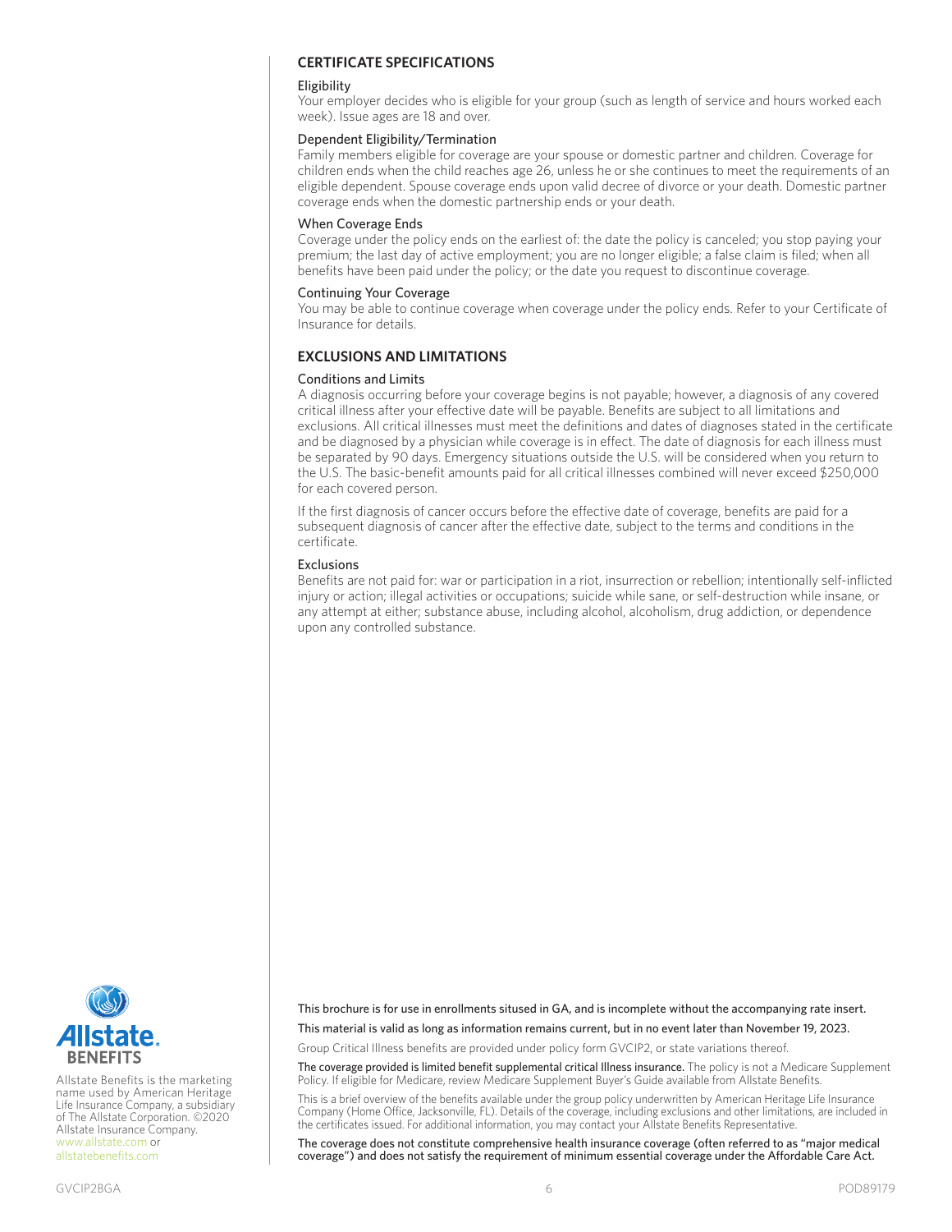## CERTIFICATE SPECIFICATIONS

### Eligibility

Your employer decides who is eligible for your group (such as length of service and hours worked each week). Issue ages are 18 and over.

### Dependent Eligibility/Termination

Family members eligible for coverage are your spouse or domestic partner and children. Coverage for children ends when the child reaches age 26, unless he or she continues to meet the requirements of an eligible dependent. Spouse coverage ends upon valid decree of divorce or your death. Domestic partner coverage ends when the domestic partnership ends or your death.

### When Coverage Ends

Coverage under the policy ends on the earliest of: the date the policy is canceled; you stop paying your premium; the last day of active employment; you are no longer eligible; a false claim is filed; when all benefits have been paid under the policy; or the date you request to discontinue coverage.

### Continuing Your Coverage

You may be able to continue coverage when coverage under the policy ends. Refer to your Certificate of Insurance for details.

## EXCLUSIONS AND LIMITATIONS

### Conditions and Limits

A diagnosis occurring before your coverage begins is not payable; however, a diagnosis of any covered critical illness after your effective date will be payable. Benefits are subject to all limitations and exclusions. All critical illnesses must meet the definitions and dates of diagnoses stated in the certificate and be diagnosed by a physician while coverage is in effect. The date of diagnosis for each illness must be separated by 90 days. Emergency situations outside the U.S. will be considered when you return to the U.S. The basic-benefit amounts paid for all critical illnesses combined will never exceed $250,000 for each covered person.

If the first diagnosis of cancer occurs before the effective date of coverage, benefits are paid for a subsequent diagnosis of cancer after the effective date, subject to the terms and conditions in the certificate.

### Exclusions

Benefits are not paid for: war or participation in a riot, insurrection or rebellion; intentionally self-inflicted injury or action; illegal activities or occupations; suicide while sane, or self-destruction while insane, or any attempt at either; substance abuse, including alcohol, alcoholism, drug addiction, or dependence upon any controlled substance.

Allstate BENEFITS

Allstate Benefits is the marketing name used by American Heritage Life Insurance Company, a subsidiary of The Allstate Corporation. ©2020 Allstate Insurance Company. www.allstate.com or allstatebenefits.com

**This brochure is for use in enrollments sitused in GA, and is incomplete without the accompanying rate insert.**

**This material is valid as long as information remains current, but in no event later than November 19, 2023.**

Group Critical Illness benefits are provided under policy form GVCIP2, or state variations thereof.

**The coverage provided is limited benefit supplemental critical Illness insurance.** The policy is not a Medicare Supplement Policy. If eligible for Medicare, review Medicare Supplement Buyer's Guide available from Allstate Benefits.

This is a brief overview of the benefits available under the group policy underwritten by American Heritage Life Insurance Company (Home Office, Jacksonville, FL). Details of the coverage, including exclusions and other limitations, are included in the certificates issued. For additional information, you may contact your Allstate Benefits Representative.

**The coverage does not constitute comprehensive health insurance coverage (often referred to as "major medical coverage") and does not satisfy the requirement of minimum essential coverage under the Affordable Care Act.**

GVCIP2BGA POD89179